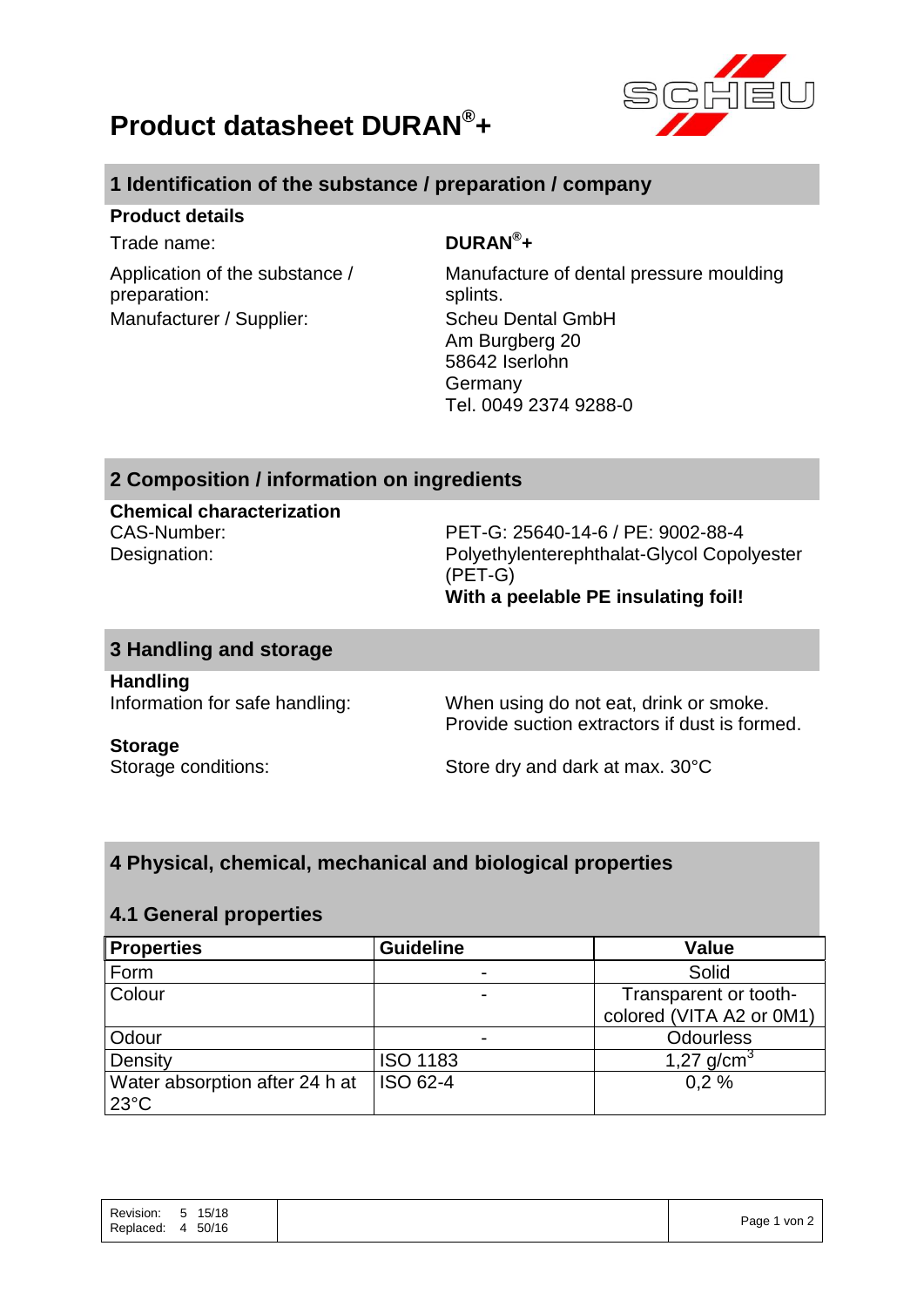# Product datasheet DURAN®+

## 1 Identification of the substance / preparation / company

**Product details**

| | |
|---|---|
| Trade name: | **DURAN®+** |
| Application of the substance / preparation: | Manufacture of dental pressure moulding splints. |
| Manufacturer / Supplier: | Scheu Dental GmbH<br>Am Burgberg 20<br>58642 Iserlohn<br>Germany<br>Tel. 0049 2374 9288-0 |

## 2 Composition / information on ingredients

**Chemical characterization**

| | |
|---|---|
| CAS-Number: | PET-G: 25640-14-6 / PE: 9002-88-4 |
| Designation: | Polyethylenterephthalat-Glycol Copolyester (PET-G)<br>**With a peelable PE insulating foil!** |

## 3 Handling and storage

**Handling**

| | |
|---|---|
| Information for safe handling: | When using do not eat, drink or smoke.<br>Provide suction extractors if dust is formed. |

**Storage**

| | |
|---|---|
| Storage conditions: | Store dry and dark at max. 30°C |

## 4 Physical, chemical, mechanical and biological properties

### 4.1 General properties

| Properties | Guideline | Value |
|---|---|---|
| Form | - | Solid |
| Colour | - | Transparent or tooth-colored (VITA A2 or 0M1) |
| Odour | - | Odourless |
| Density | ISO 1183 | 1,27 g/cm$^3$ |
| Water absorption after 24 h at 23°C | ISO 62-4 | 0,2 % |

| | |
|---|---|
| Revision: | 5 15/18 |
| Replaced: | 4 50/16 |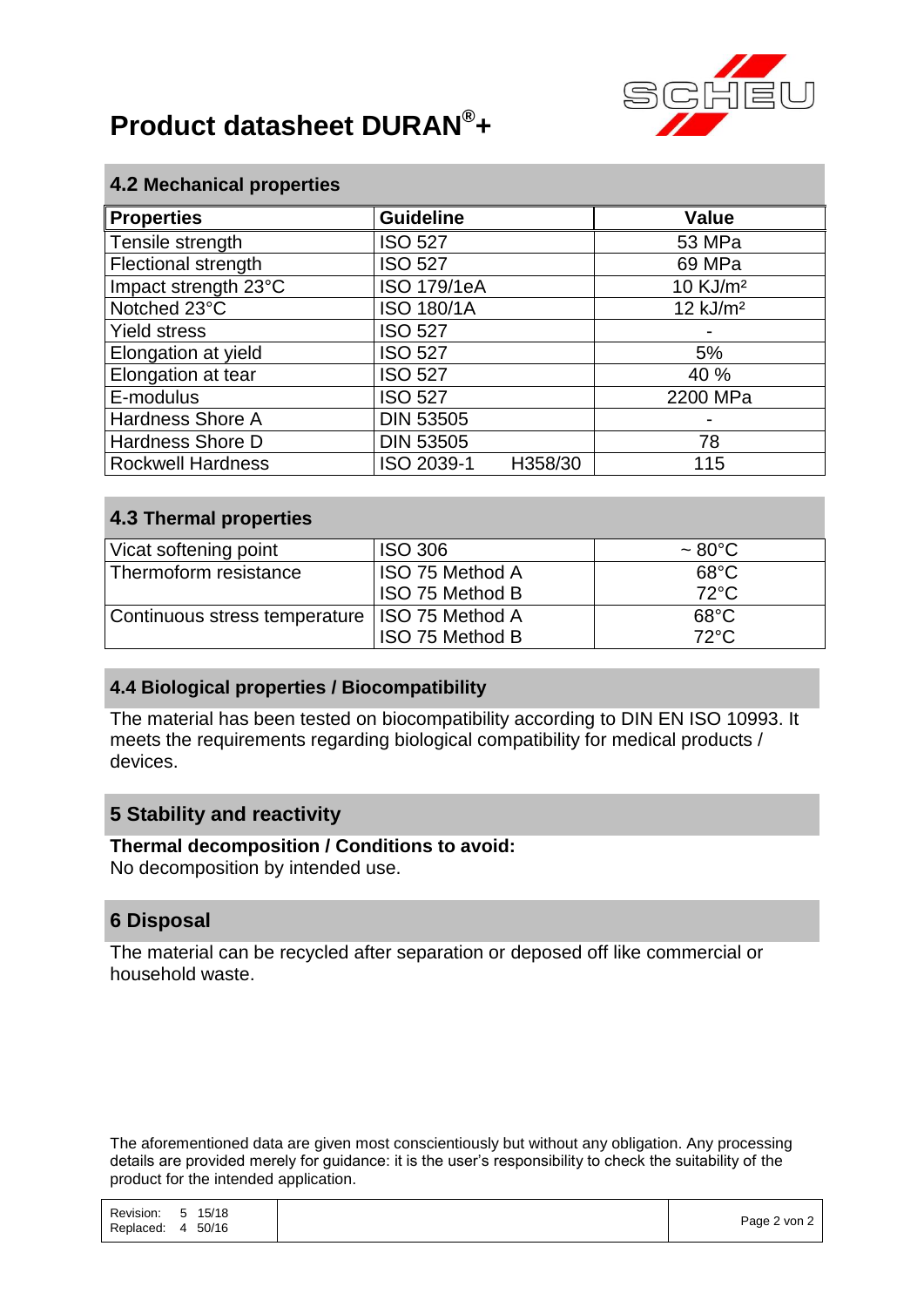# Product datasheet DURAN®+

## 4.2 Mechanical properties

| Properties | Guideline | Value |
|---|---|---|
| Tensile strength | ISO 527 | 53 MPa |
| Flectional strength | ISO 527 | 69 MPa |
| Impact strength 23°C | ISO 179/1eA | 10 KJ/m² |
| Notched 23°C | ISO 180/1A | 12 kJ/m² |
| Yield stress | ISO 527 | - |
| Elongation at yield | ISO 527 | 5% |
| Elongation at tear | ISO 527 | 40 % |
| E-modulus | ISO 527 | 2200 MPa |
| Hardness Shore A | DIN 53505 | - |
| Hardness Shore D | DIN 53505 | 78 |
| Rockwell Hardness | ISO 2039-1 H358/30 | 115 |

## 4.3 Thermal properties

| | | |
|---|---|---|
| Vicat softening point | ISO 306 | ~ 80°C |
| Thermoform resistance | ISO 75 Method A | 68°C |
| | ISO 75 Method B | 72°C |
| Continuous stress temperature | ISO 75 Method A | 68°C |
| | ISO 75 Method B | 72°C |

## 4.4 Biological properties / Biocompatibility

The material has been tested on biocompatibility according to DIN EN ISO 10993. It meets the requirements regarding biological compatibility for medical products / devices.

## 5 Stability and reactivity

**Thermal decomposition / Conditions to avoid:**
No decomposition by intended use.

## 6 Disposal

The material can be recycled after separation or deposed off like commercial or household waste.

The aforementioned data are given most conscientiously but without any obligation. Any processing details are provided merely for guidance: it is the user's responsibility to check the suitability of the product for the intended application.

Revision: 5 15/18
Replaced: 4 50/16